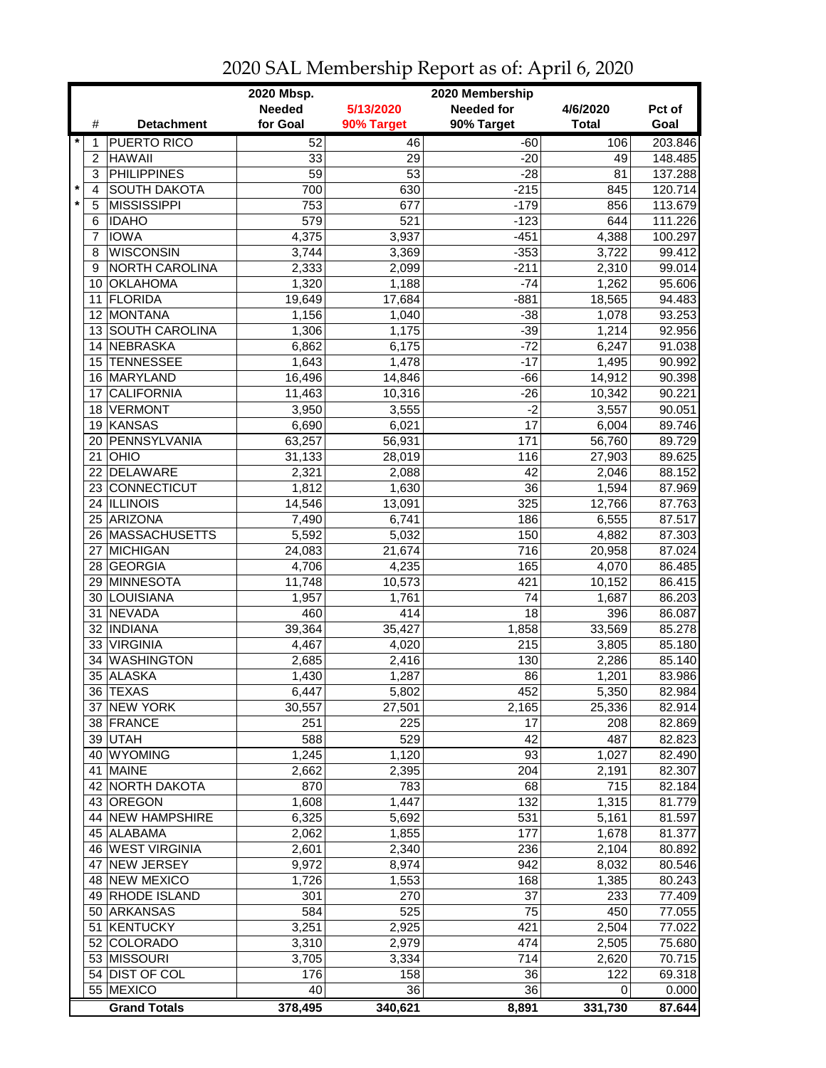# 2020 SAL Membership Report as of: April 6, 2020

| | # | Detachment | 2020 Mbsp. Needed for Goal | 5/13/2020 90% Target | 2020 Membership Needed for 90% Target | 4/6/2020 Total | Pct of Goal |
|---|---|---|---|---|---|---|---|
| * | 1 | PUERTO RICO | 52 | 46 | -60 | 106 | 203.846 |
| | 2 | HAWAII | 33 | 29 | -20 | 49 | 148.485 |
| | 3 | PHILIPPINES | 59 | 53 | -28 | 81 | 137.288 |
| * | 4 | SOUTH DAKOTA | 700 | 630 | -215 | 845 | 120.714 |
| * | 5 | MISSISSIPPI | 753 | 677 | -179 | 856 | 113.679 |
| | 6 | IDAHO | 579 | 521 | -123 | 644 | 111.226 |
| | 7 | IOWA | 4,375 | 3,937 | -451 | 4,388 | 100.297 |
| | 8 | WISCONSIN | 3,744 | 3,369 | -353 | 3,722 | 99.412 |
| | 9 | NORTH CAROLINA | 2,333 | 2,099 | -211 | 2,310 | 99.014 |
| | 10 | OKLAHOMA | 1,320 | 1,188 | -74 | 1,262 | 95.606 |
| | 11 | FLORIDA | 19,649 | 17,684 | -881 | 18,565 | 94.483 |
| | 12 | MONTANA | 1,156 | 1,040 | -38 | 1,078 | 93.253 |
| | 13 | SOUTH CAROLINA | 1,306 | 1,175 | -39 | 1,214 | 92.956 |
| | 14 | NEBRASKA | 6,862 | 6,175 | -72 | 6,247 | 91.038 |
| | 15 | TENNESSEE | 1,643 | 1,478 | -17 | 1,495 | 90.992 |
| | 16 | MARYLAND | 16,496 | 14,846 | -66 | 14,912 | 90.398 |
| | 17 | CALIFORNIA | 11,463 | 10,316 | -26 | 10,342 | 90.221 |
| | 18 | VERMONT | 3,950 | 3,555 | -2 | 3,557 | 90.051 |
| | 19 | KANSAS | 6,690 | 6,021 | 17 | 6,004 | 89.746 |
| | 20 | PENNSYLVANIA | 63,257 | 56,931 | 171 | 56,760 | 89.729 |
| | 21 | OHIO | 31,133 | 28,019 | 116 | 27,903 | 89.625 |
| | 22 | DELAWARE | 2,321 | 2,088 | 42 | 2,046 | 88.152 |
| | 23 | CONNECTICUT | 1,812 | 1,630 | 36 | 1,594 | 87.969 |
| | 24 | ILLINOIS | 14,546 | 13,091 | 325 | 12,766 | 87.763 |
| | 25 | ARIZONA | 7,490 | 6,741 | 186 | 6,555 | 87.517 |
| | 26 | MASSACHUSETTS | 5,592 | 5,032 | 150 | 4,882 | 87.303 |
| | 27 | MICHIGAN | 24,083 | 21,674 | 716 | 20,958 | 87.024 |
| | 28 | GEORGIA | 4,706 | 4,235 | 165 | 4,070 | 86.485 |
| | 29 | MINNESOTA | 11,748 | 10,573 | 421 | 10,152 | 86.415 |
| | 30 | LOUISIANA | 1,957 | 1,761 | 74 | 1,687 | 86.203 |
| | 31 | NEVADA | 460 | 414 | 18 | 396 | 86.087 |
| | 32 | INDIANA | 39,364 | 35,427 | 1,858 | 33,569 | 85.278 |
| | 33 | VIRGINIA | 4,467 | 4,020 | 215 | 3,805 | 85.180 |
| | 34 | WASHINGTON | 2,685 | 2,416 | 130 | 2,286 | 85.140 |
| | 35 | ALASKA | 1,430 | 1,287 | 86 | 1,201 | 83.986 |
| | 36 | TEXAS | 6,447 | 5,802 | 452 | 5,350 | 82.984 |
| | 37 | NEW YORK | 30,557 | 27,501 | 2,165 | 25,336 | 82.914 |
| | 38 | FRANCE | 251 | 225 | 17 | 208 | 82.869 |
| | 39 | UTAH | 588 | 529 | 42 | 487 | 82.823 |
| | 40 | WYOMING | 1,245 | 1,120 | 93 | 1,027 | 82.490 |
| | 41 | MAINE | 2,662 | 2,395 | 204 | 2,191 | 82.307 |
| | 42 | NORTH DAKOTA | 870 | 783 | 68 | 715 | 82.184 |
| | 43 | OREGON | 1,608 | 1,447 | 132 | 1,315 | 81.779 |
| | 44 | NEW HAMPSHIRE | 6,325 | 5,692 | 531 | 5,161 | 81.597 |
| | 45 | ALABAMA | 2,062 | 1,855 | 177 | 1,678 | 81.377 |
| | 46 | WEST VIRGINIA | 2,601 | 2,340 | 236 | 2,104 | 80.892 |
| | 47 | NEW JERSEY | 9,972 | 8,974 | 942 | 8,032 | 80.546 |
| | 48 | NEW MEXICO | 1,726 | 1,553 | 168 | 1,385 | 80.243 |
| | 49 | RHODE ISLAND | 301 | 270 | 37 | 233 | 77.409 |
| | 50 | ARKANSAS | 584 | 525 | 75 | 450 | 77.055 |
| | 51 | KENTUCKY | 3,251 | 2,925 | 421 | 2,504 | 77.022 |
| | 52 | COLORADO | 3,310 | 2,979 | 474 | 2,505 | 75.680 |
| | 53 | MISSOURI | 3,705 | 3,334 | 714 | 2,620 | 70.715 |
| | 54 | DIST OF COL | 176 | 158 | 36 | 122 | 69.318 |
| | 55 | MEXICO | 40 | 36 | 36 | 0 | 0.000 |
| | | **Grand Totals** | **378,495** | **340,621** | **8,891** | **331,730** | **87.644** |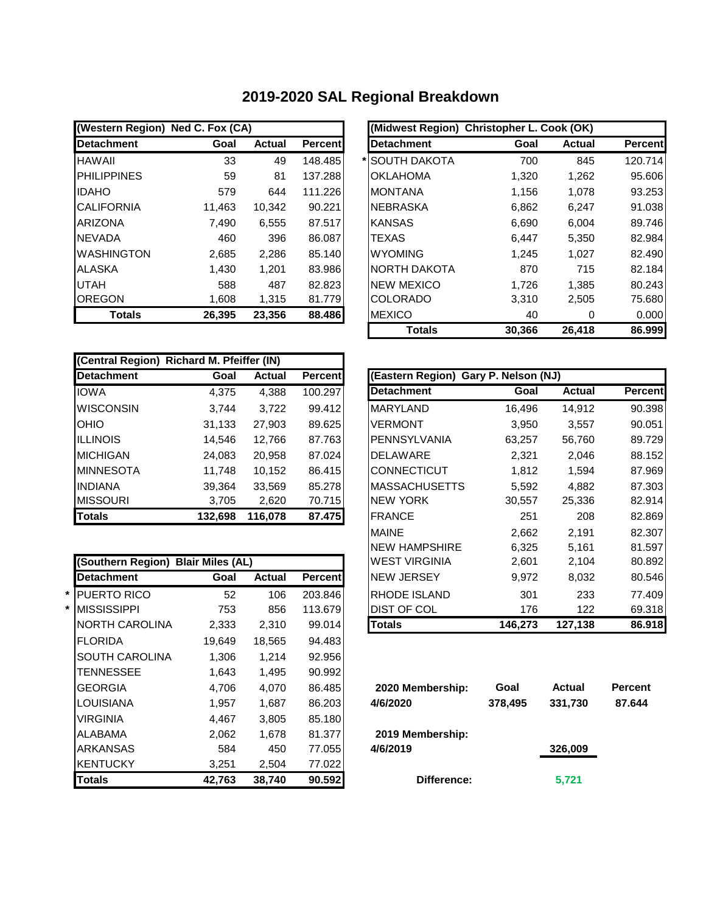# 2019-2020 SAL Regional Breakdown

| (Western Region) Ned C. Fox (CA) | | | |
|---|---|---|---|
| **Detachment** | **Goal** | **Actual** | **Percent** |
| HAWAII | 33 | 49 | 148.485 |
| PHILIPPINES | 59 | 81 | 137.288 |
| IDAHO | 579 | 644 | 111.226 |
| CALIFORNIA | 11,463 | 10,342 | 90.221 |
| ARIZONA | 7,490 | 6,555 | 87.517 |
| NEVADA | 460 | 396 | 86.087 |
| WASHINGTON | 2,685 | 2,286 | 85.140 |
| ALASKA | 1,430 | 1,201 | 83.986 |
| UTAH | 588 | 487 | 82.823 |
| OREGON | 1,608 | 1,315 | 81.779 |
| **Totals** | **26,395** | **23,356** | **88.486** |

| (Midwest Region) Christopher L. Cook (OK) | | | |
|---|---|---|---|
| **Detachment** | **Goal** | **Actual** | **Percent** |
| * SOUTH DAKOTA | 700 | 845 | 120.714 |
| OKLAHOMA | 1,320 | 1,262 | 95.606 |
| MONTANA | 1,156 | 1,078 | 93.253 |
| NEBRASKA | 6,862 | 6,247 | 91.038 |
| KANSAS | 6,690 | 6,004 | 89.746 |
| TEXAS | 6,447 | 5,350 | 82.984 |
| WYOMING | 1,245 | 1,027 | 82.490 |
| NORTH DAKOTA | 870 | 715 | 82.184 |
| NEW MEXICO | 1,726 | 1,385 | 80.243 |
| COLORADO | 3,310 | 2,505 | 75.680 |
| MEXICO | 40 | 0 | 0.000 |
| **Totals** | **30,366** | **26,418** | **86.999** |

| (Central Region) Richard M. Pfeiffer (IN) | | | |
|---|---|---|---|
| **Detachment** | **Goal** | **Actual** | **Percent** |
| IOWA | 4,375 | 4,388 | 100.297 |
| WISCONSIN | 3,744 | 3,722 | 99.412 |
| OHIO | 31,133 | 27,903 | 89.625 |
| ILLINOIS | 14,546 | 12,766 | 87.763 |
| MICHIGAN | 24,083 | 20,958 | 87.024 |
| MINNESOTA | 11,748 | 10,152 | 86.415 |
| INDIANA | 39,364 | 33,569 | 85.278 |
| MISSOURI | 3,705 | 2,620 | 70.715 |
| **Totals** | **132,698** | **116,078** | **87.475** |

| (Eastern Region) Gary P. Nelson (NJ) | | | |
|---|---|---|---|
| **Detachment** | **Goal** | **Actual** | **Percent** |
| MARYLAND | 16,496 | 14,912 | 90.398 |
| VERMONT | 3,950 | 3,557 | 90.051 |
| PENNSYLVANIA | 63,257 | 56,760 | 89.729 |
| DELAWARE | 2,321 | 2,046 | 88.152 |
| CONNECTICUT | 1,812 | 1,594 | 87.969 |
| MASSACHUSETTS | 5,592 | 4,882 | 87.303 |
| NEW YORK | 30,557 | 25,336 | 82.914 |
| FRANCE | 251 | 208 | 82.869 |
| MAINE | 2,662 | 2,191 | 82.307 |
| NEW HAMPSHIRE | 6,325 | 5,161 | 81.597 |
| WEST VIRGINIA | 2,601 | 2,104 | 80.892 |
| NEW JERSEY | 9,972 | 8,032 | 80.546 |
| RHODE ISLAND | 301 | 233 | 77.409 |
| DIST OF COL | 176 | 122 | 69.318 |
| **Totals** | **146,273** | **127,138** | **86.918** |

| (Southern Region) Blair Miles (AL) | | | |
|---|---|---|---|
| **Detachment** | **Goal** | **Actual** | **Percent** |
| * PUERTO RICO | 52 | 106 | 203.846 |
| * MISSISSIPPI | 753 | 856 | 113.679 |
| NORTH CAROLINA | 2,333 | 2,310 | 99.014 |
| FLORIDA | 19,649 | 18,565 | 94.483 |
| SOUTH CAROLINA | 1,306 | 1,214 | 92.956 |
| TENNESSEE | 1,643 | 1,495 | 90.992 |
| GEORGIA | 4,706 | 4,070 | 86.485 |
| LOUISIANA | 1,957 | 1,687 | 86.203 |
| VIRGINIA | 4,467 | 3,805 | 85.180 |
| ALABAMA | 2,062 | 1,678 | 81.377 |
| ARKANSAS | 584 | 450 | 77.055 |
| KENTUCKY | 3,251 | 2,504 | 77.022 |
| **Totals** | **42,763** | **38,740** | **90.592** |

| | **Goal** | **Actual** | **Percent** |
|---|---|---|---|
| **2020 Membership: 4/6/2020** | **378,495** | **331,730** | **87.644** |
| **2019 Membership: 4/6/2019** | | **326,009** | |
| **Difference:** | | **5,721** | |